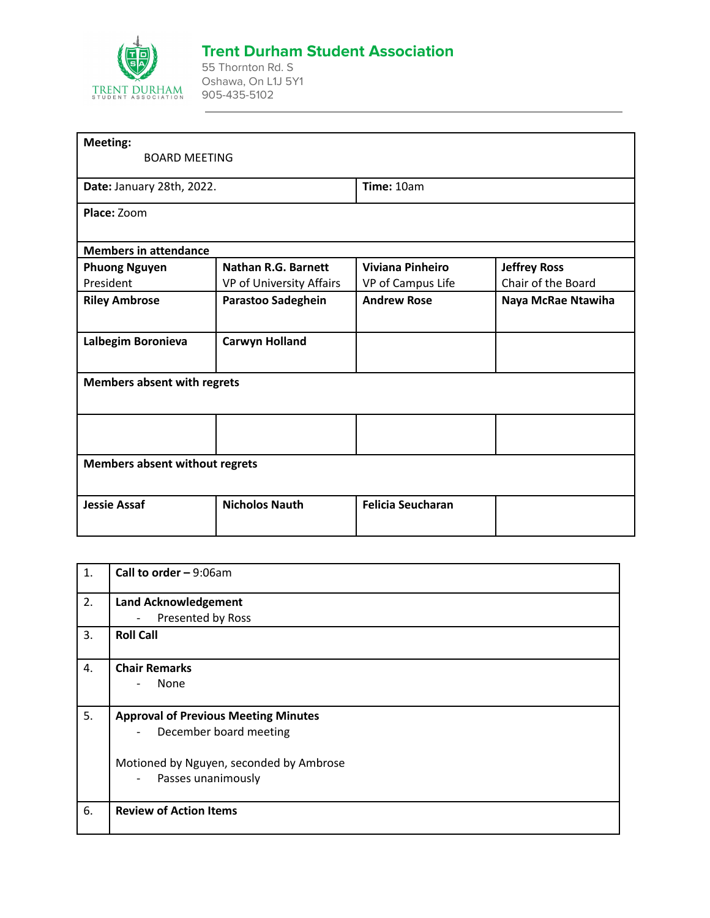## Trent Durham Student Association

55 Thornton Rd. S
Oshawa, On L1J 5Y1
905-435-5102

| **Meeting:** BOARD MEETING | | | |
|---|---|---|---|
| **Date:** January 28th, 2022. | | **Time:** 10am | |
| **Place:** Zoom | | | |
| **Members in attendance** | | | |
| **Phuong Nguyen** President | **Nathan R.G. Barnett** VP of University Affairs | **Viviana Pinheiro** VP of Campus Life | **Jeffrey Ross** Chair of the Board |
| **Riley Ambrose** | **Parastoo Sadeghein** | **Andrew Rose** | **Naya McRae Ntawiha** |
| **Lalbegim Boronieva** | **Carwyn Holland** | | |
| **Members absent with regrets** | | | |
| | | | |
| **Members absent without regrets** | | | |
| **Jessie Assaf** | **Nicholos Nauth** | **Felicia Seucharan** | |

| | |
|---|---|
| 1. | **Call to order –** 9:06am |
| 2. | **Land Acknowledgement**<br>- Presented by Ross |
| 3. | **Roll Call** |
| 4. | **Chair Remarks**<br>- None |
| 5. | **Approval of Previous Meeting Minutes**<br>- December board meeting<br><br>Motioned by Nguyen, seconded by Ambrose<br>- Passes unanimously |
| 6. | **Review of Action Items** |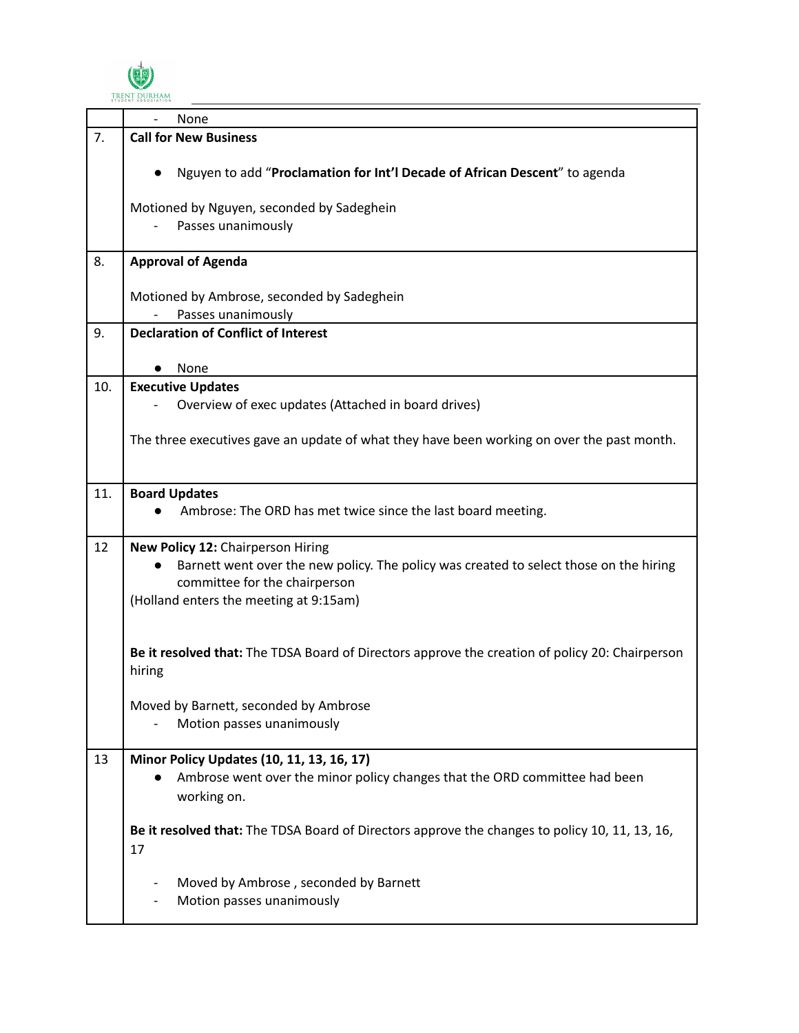| | |
|---|---|
| | - None |
| 7. | **Call for New Business**<br><br>● Nguyen to add "**Proclamation for Int'l Decade of African Descent**" to agenda<br><br>Motioned by Nguyen, seconded by Sadeghein<br>- Passes unanimously |
| 8. | **Approval of Agenda**<br><br>Motioned by Ambrose, seconded by Sadeghein<br>- Passes unanimously |
| 9. | **Declaration of Conflict of Interest**<br><br>● None |
| 10. | **Executive Updates**<br>- Overview of exec updates (Attached in board drives)<br><br>The three executives gave an update of what they have been working on over the past month. |
| 11. | **Board Updates**<br>● Ambrose: The ORD has met twice since the last board meeting. |
| 12 | **New Policy 12:** Chairperson Hiring<br>● Barnett went over the new policy. The policy was created to select those on the hiring committee for the chairperson<br>(Holland enters the meeting at 9:15am)<br><br>**Be it resolved that:** The TDSA Board of Directors approve the creation of policy 20: Chairperson hiring<br><br>Moved by Barnett, seconded by Ambrose<br>- Motion passes unanimously |
| 13 | **Minor Policy Updates (10, 11, 13, 16, 17)**<br>● Ambrose went over the minor policy changes that the ORD committee had been working on.<br><br>**Be it resolved that:** The TDSA Board of Directors approve the changes to policy 10, 11, 13, 16, 17<br><br>- Moved by Ambrose , seconded by Barnett<br>- Motion passes unanimously |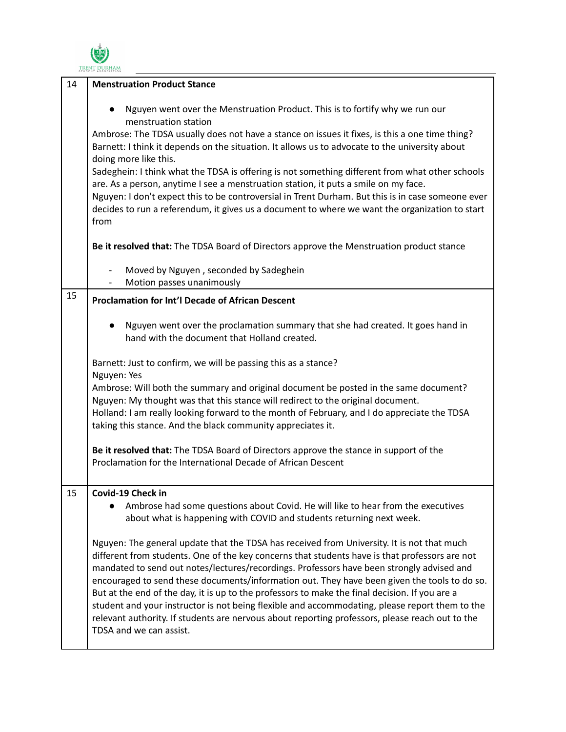| | |
|---|---|
| 14 | **Menstruation Product Stance**<br><br>● Nguyen went over the Menstruation Product. This is to fortify why we run our menstruation station<br><br>Ambrose: The TDSA usually does not have a stance on issues it fixes, is this a one time thing?<br>Barnett: I think it depends on the situation. It allows us to advocate to the university about doing more like this.<br>Sadeghein: I think what the TDSA is offering is not something different from what other schools are. As a person, anytime I see a menstruation station, it puts a smile on my face.<br>Nguyen: I don't expect this to be controversial in Trent Durham. But this is in case someone ever decides to run a referendum, it gives us a document to where we want the organization to start from<br><br>**Be it resolved that:** The TDSA Board of Directors approve the Menstruation product stance<br><br>- Moved by Nguyen , seconded by Sadeghein<br>- Motion passes unanimously |
| 15 | **Proclamation for Int'l Decade of African Descent**<br><br>● Nguyen went over the proclamation summary that she had created. It goes hand in hand with the document that Holland created.<br><br>Barnett: Just to confirm, we will be passing this as a stance?<br>Nguyen: Yes<br>Ambrose: Will both the summary and original document be posted in the same document?<br>Nguyen: My thought was that this stance will redirect to the original document.<br>Holland: I am really looking forward to the month of February, and I do appreciate the TDSA taking this stance. And the black community appreciates it.<br><br>**Be it resolved that:** The TDSA Board of Directors approve the stance in support of the Proclamation for the International Decade of African Descent |
| 15 | **Covid-19 Check in**<br><br>● Ambrose had some questions about Covid. He will like to hear from the executives about what is happening with COVID and students returning next week.<br><br>Nguyen: The general update that the TDSA has received from University. It is not that much different from students. One of the key concerns that students have is that professors are not mandated to send out notes/lectures/recordings. Professors have been strongly advised and encouraged to send these documents/information out. They have been given the tools to do so. But at the end of the day, it is up to the professors to make the final decision. If you are a student and your instructor is not being flexible and accommodating, please report them to the relevant authority. If students are nervous about reporting professors, please reach out to the TDSA and we can assist. |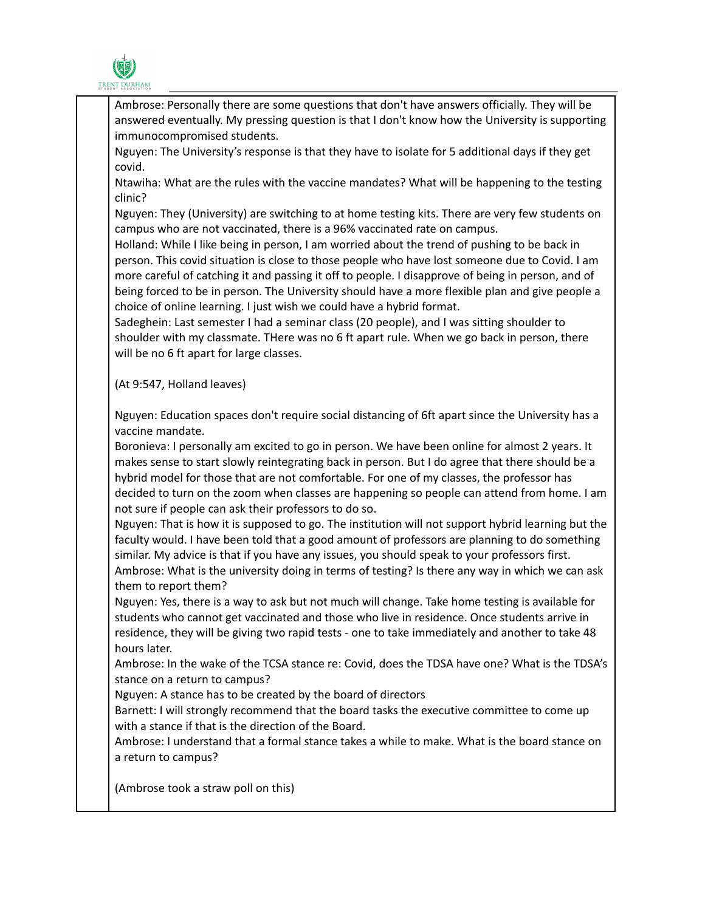Ambrose: Personally there are some questions that don't have answers officially. They will be answered eventually. My pressing question is that I don't know how the University is supporting immunocompromised students.

Nguyen: The University's response is that they have to isolate for 5 additional days if they get covid.

Ntawiha: What are the rules with the vaccine mandates? What will be happening to the testing clinic?

Nguyen: They (University) are switching to at home testing kits. There are very few students on campus who are not vaccinated, there is a 96% vaccinated rate on campus.

Holland: While I like being in person, I am worried about the trend of pushing to be back in person. This covid situation is close to those people who have lost someone due to Covid. I am more careful of catching it and passing it off to people. I disapprove of being in person, and of being forced to be in person. The University should have a more flexible plan and give people a choice of online learning. I just wish we could have a hybrid format.

Sadeghein: Last semester I had a seminar class (20 people), and I was sitting shoulder to shoulder with my classmate. THere was no 6 ft apart rule. When we go back in person, there will be no 6 ft apart for large classes.

(At 9:547, Holland leaves)

Nguyen: Education spaces don't require social distancing of 6ft apart since the University has a vaccine mandate.

Boronieva: I personally am excited to go in person. We have been online for almost 2 years. It makes sense to start slowly reintegrating back in person. But I do agree that there should be a hybrid model for those that are not comfortable. For one of my classes, the professor has decided to turn on the zoom when classes are happening so people can attend from home. I am not sure if people can ask their professors to do so.

Nguyen: That is how it is supposed to go. The institution will not support hybrid learning but the faculty would. I have been told that a good amount of professors are planning to do something similar. My advice is that if you have any issues, you should speak to your professors first.

Ambrose: What is the university doing in terms of testing? Is there any way in which we can ask them to report them?

Nguyen: Yes, there is a way to ask but not much will change. Take home testing is available for students who cannot get vaccinated and those who live in residence. Once students arrive in residence, they will be giving two rapid tests - one to take immediately and another to take 48 hours later.

Ambrose: In the wake of the TCSA stance re: Covid, does the TDSA have one? What is the TDSA's stance on a return to campus?

Nguyen: A stance has to be created by the board of directors

Barnett: I will strongly recommend that the board tasks the executive committee to come up with a stance if that is the direction of the Board.

Ambrose: I understand that a formal stance takes a while to make. What is the board stance on a return to campus?

(Ambrose took a straw poll on this)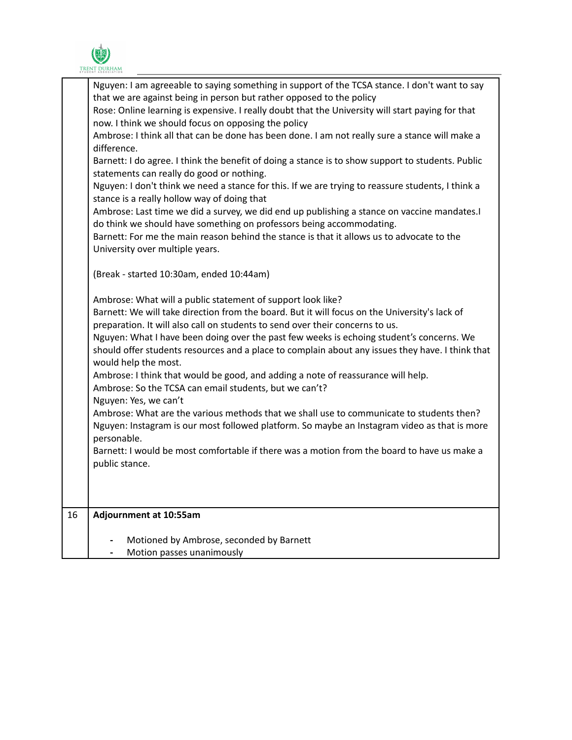| | |
|---|---|
| | Nguyen: I am agreeable to saying something in support of the TCSA stance. I don't want to say that we are against being in person but rather opposed to the policy<br>Rose: Online learning is expensive. I really doubt that the University will start paying for that now. I think we should focus on opposing the policy<br>Ambrose: I think all that can be done has been done. I am not really sure a stance will make a difference.<br>Barnett: I do agree. I think the benefit of doing a stance is to show support to students. Public statements can really do good or nothing.<br>Nguyen: I don't think we need a stance for this. If we are trying to reassure students, I think a stance is a really hollow way of doing that<br>Ambrose: Last time we did a survey, we did end up publishing a stance on vaccine mandates.I do think we should have something on professors being accommodating.<br>Barnett: For me the main reason behind the stance is that it allows us to advocate to the University over multiple years.<br><br>(Break - started 10:30am, ended 10:44am)<br><br>Ambrose: What will a public statement of support look like?<br>Barnett: We will take direction from the board. But it will focus on the University's lack of preparation. It will also call on students to send over their concerns to us.<br>Nguyen: What I have been doing over the past few weeks is echoing student's concerns. We should offer students resources and a place to complain about any issues they have. I think that would help the most.<br>Ambrose: I think that would be good, and adding a note of reassurance will help.<br>Ambrose: So the TCSA can email students, but we can't?<br>Nguyen: Yes, we can't<br>Ambrose: What are the various methods that we shall use to communicate to students then?<br>Nguyen: Instagram is our most followed platform. So maybe an Instagram video as that is more personable.<br>Barnett: I would be most comfortable if there was a motion from the board to have us make a public stance. |
| 16 | **Adjournment at 10:55am**<br><br>- Motioned by Ambrose, seconded by Barnett<br>- Motion passes unanimously |